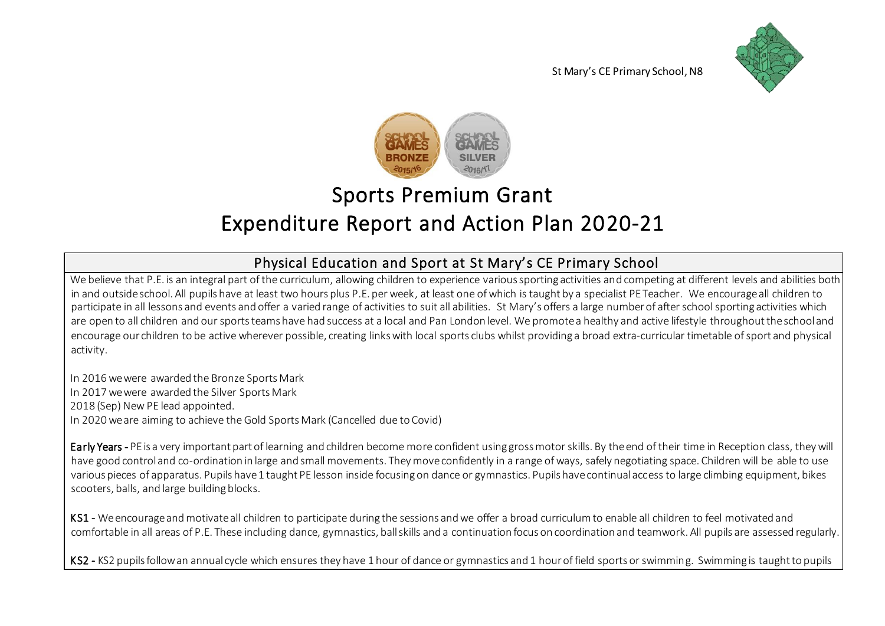St Mary's CE Primary School, N8

# Sports Premium Grant

# Expenditure Report and Action Plan 2020-21

## Physical Education and Sport at St Mary's CE Primary School

We believe that P.E. is an integral part of the curriculum, allowing children to experience various sporting activities and competing at different levels and abilities both in and outside school. All pupils have at least two hours plus P.E. per week, at least one of which is taught by a specialist PE Teacher. We encourage all children to participate in all lessons and events and offer a varied range of activities to suit all abilities. St Mary's offers a large number of after school sporting activities which are open to all children and our sports teams have had success at a local and Pan London level. We promote a healthy and active lifestyle throughout the school and encourage our children to be active wherever possible, creating links with local sports clubs whilst providing a broad extra-curricular timetable of sport and physical activity.

In 2016 we were awarded the Bronze Sports Mark
In 2017 we were awarded the Silver Sports Mark
2018 (Sep) New PE lead appointed.
In 2020 we are aiming to achieve the Gold Sports Mark (Cancelled due to Covid)

**Early Years** - PE is a very important part of learning and children become more confident using gross motor skills. By the end of their time in Reception class, they will have good control and co-ordination in large and small movements. They move confidently in a range of ways, safely negotiating space. Children will be able to use various pieces of apparatus. Pupils have 1 taught PE lesson inside focusing on dance or gymnastics. Pupils have continual access to large climbing equipment, bikes scooters, balls, and large building blocks.

**KS1** - We encourage and motivate all children to participate during the sessions and we offer a broad curriculum to enable all children to feel motivated and comfortable in all areas of P.E. These including dance, gymnastics, ball skills and a continuation focus on coordination and teamwork. All pupils are assessed regularly.

**KS2** - KS2 pupils follow an annual cycle which ensures they have 1 hour of dance or gymnastics and 1 hour of field sports or swimming. Swimming is taught to pupils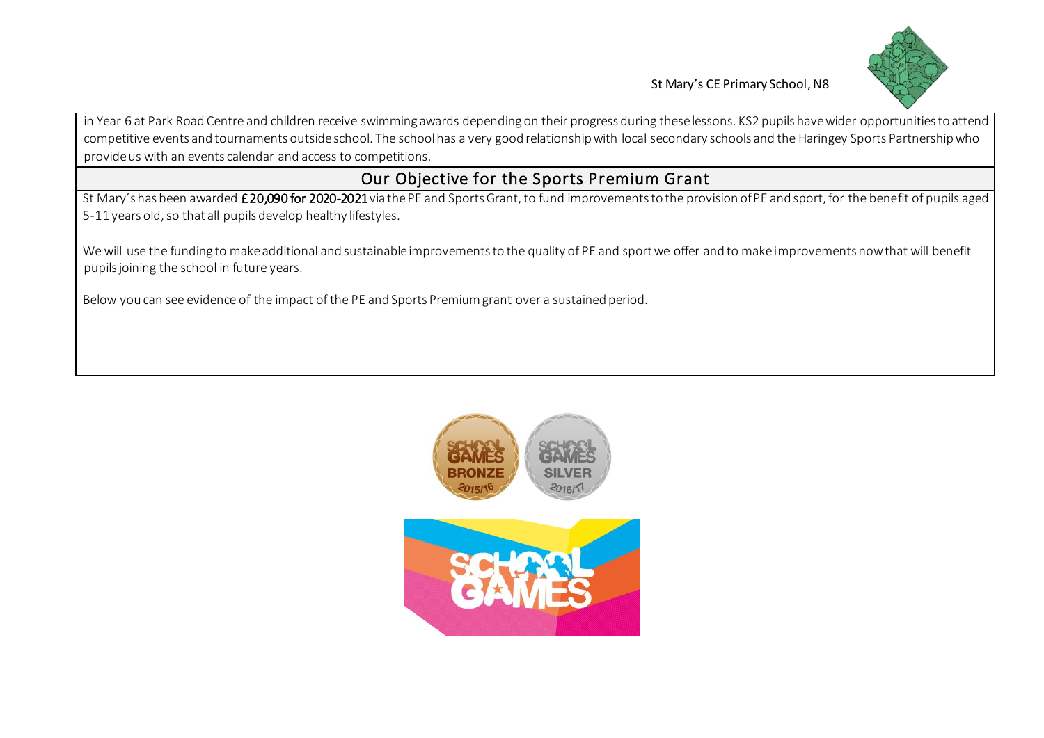in Year 6 at Park Road Centre and children receive swimming awards depending on their progress during these lessons. KS2 pupils have wider opportunities to attend competitive events and tournaments outside school. The school has a very good relationship with local secondary schools and the Haringey Sports Partnership who provide us with an events calendar and access to competitions.

## Our Objective for the Sports Premium Grant

St Mary's has been awarded **£20,090 for 2020-2021** via the PE and Sports Grant, to fund improvements to the provision of PE and sport, for the benefit of pupils aged 5-11 years old, so that all pupils develop healthy lifestyles.

We will use the funding to make additional and sustainable improvements to the quality of PE and sport we offer and to make improvements now that will benefit pupils joining the school in future years.

Below you can see evidence of the impact of the PE and Sports Premium grant over a sustained period.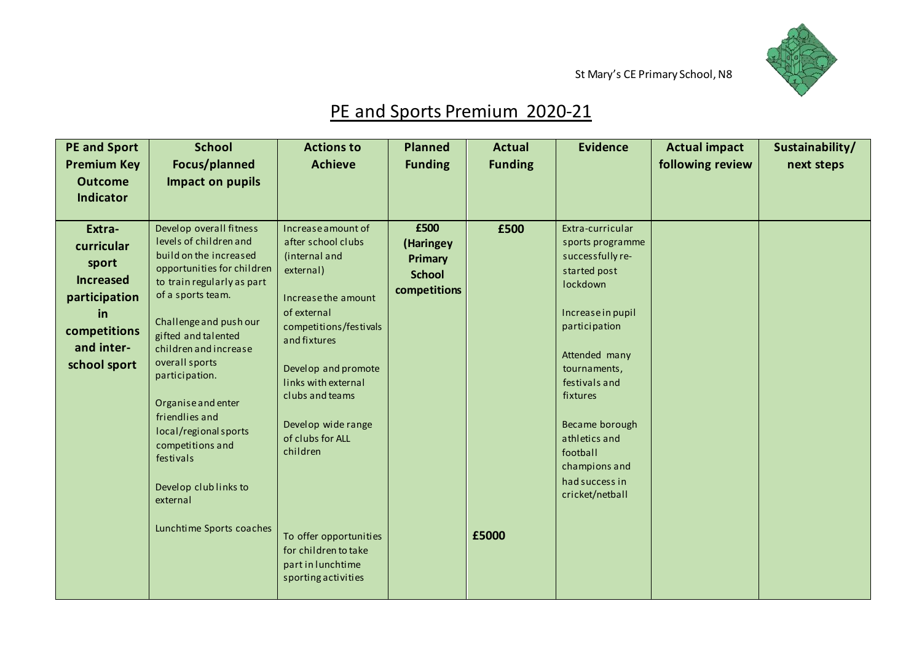St Mary's CE Primary School, N8

# PE and Sports Premium 2020-21

| PE and Sport Premium Key Outcome Indicator | School Focus/planned Impact on pupils | Actions to Achieve | Planned Funding | Actual Funding | Evidence | Actual impact following review | Sustainability/ next steps |
|---|---|---|---|---|---|---|---|
| **Extra-curricular sport Increased participation in competitions and inter-school sport** | Develop overall fitness levels of children and build on the increased opportunities for children to train regularly as part of a sports team.<br><br>Challenge and push our gifted and talented children and increase overall sports participation.<br><br>Organise and enter friendlies and local/regional sports competitions and festivals<br><br>Develop club links to external | Increase amount of after school clubs (internal and external)<br><br>Increase the amount of external competitions/festivals and fixtures<br><br>Develop and promote links with external clubs and teams<br><br>Develop wide range of clubs for ALL children | **£500 (Haringey Primary School competitions** | **£500** | Extra-curricular sports programme successfully re-started post lockdown<br><br>Increase in pupil participation<br><br>Attended many tournaments, festivals and fixtures<br><br>Became borough athletics and football champions and had success in cricket/netball | | |
| | Lunchtime Sports coaches | To offer opportunities for children to take part in lunchtime sporting activities | | **£5000** | | | |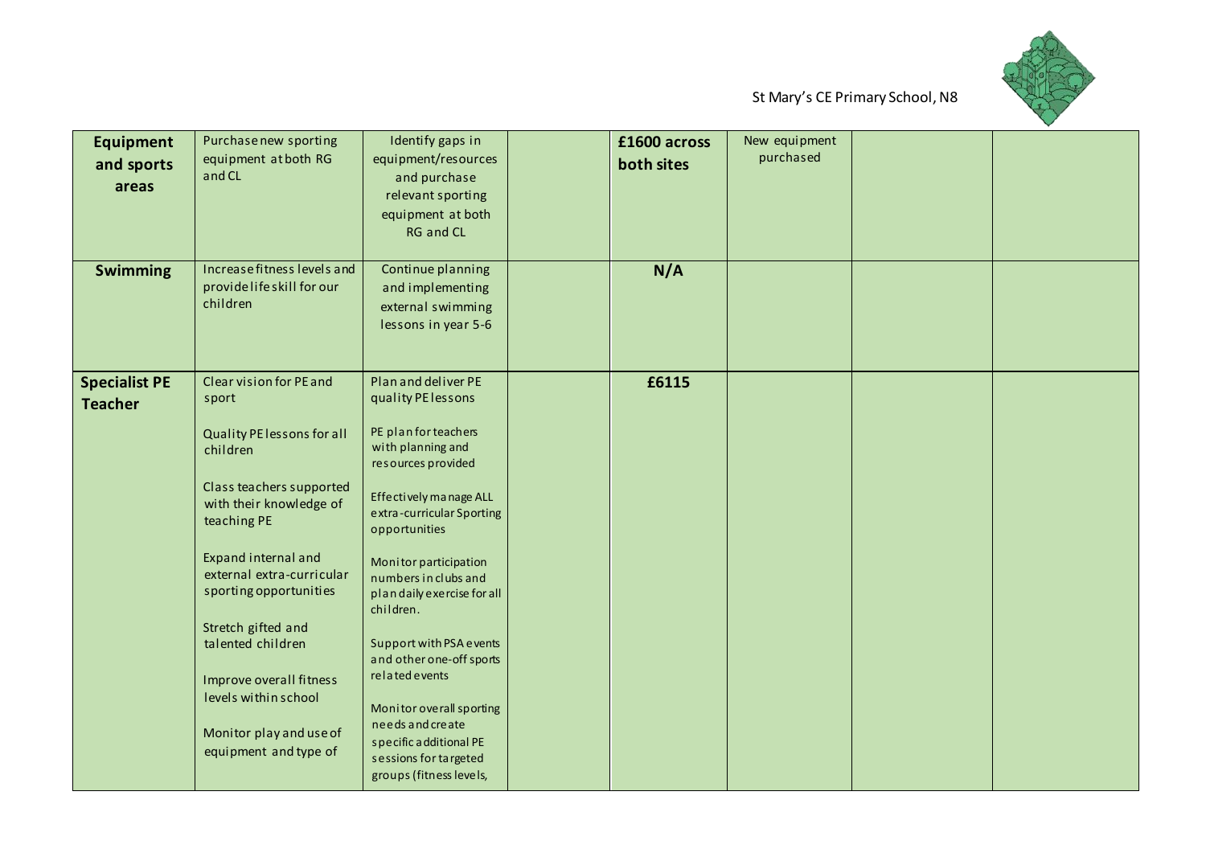| Equipment and sports areas | Purchase new sporting equipment at both RG and CL | Identify gaps in equipment/resources and purchase relevant sporting equipment at both RG and CL | | £1600 across both sites | New equipment purchased | | |
|---|---|---|---|---|---|---|---|
| **Swimming** | Increase fitness levels and provide life skill for our children | Continue planning and implementing external swimming lessons in year 5-6 | | N/A | | | |
| **Specialist PE Teacher** | Clear vision for PE and sport<br><br>Quality PE lessons for all children<br><br>Class teachers supported with their knowledge of teaching PE<br><br>Expand internal and external extra-curricular sporting opportunities<br><br>Stretch gifted and talented children<br><br>Improve overall fitness levels within school<br><br>Monitor play and use of equipment and type of | Plan and deliver PE quality PE lessons<br><br>PE plan for teachers with planning and resources provided<br><br>Effectively manage ALL extra-curricular Sporting opportunities<br><br>Monitor participation numbers in clubs and plan daily exercise for all children.<br><br>Support with PSA events and other one-off sports related events<br><br>Monitor overall sporting needs and create specific additional PE sessions for targeted groups (fitness levels, | | £6115 | | | |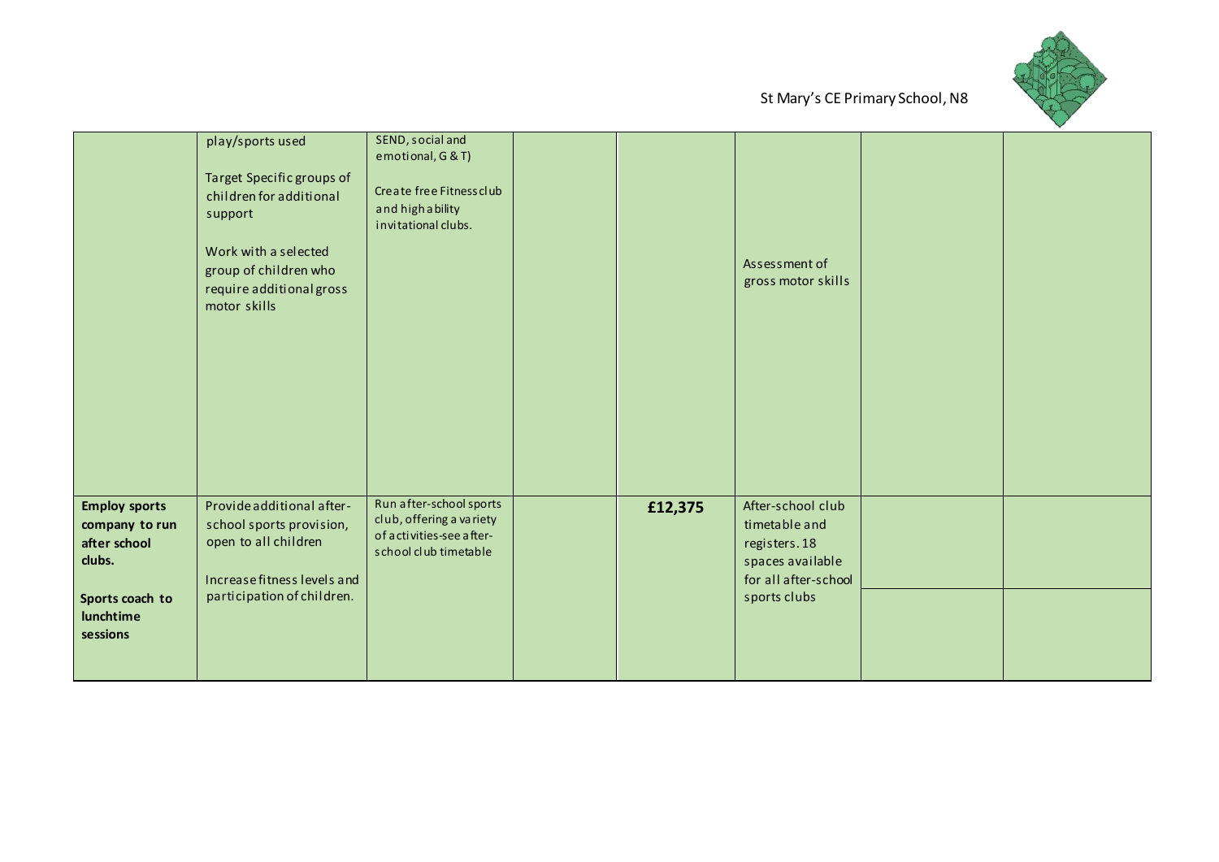| | | | | | | | |
|---|---|---|---|---|---|---|---|
| | play/sports used<br><br>Target Specific groups of children for additional support<br><br>Work with a selected group of children who require additional gross motor skills | SEND, social and emotional, G & T)<br><br>Create free Fitness club and high ability invitational clubs. | | | Assessment of gross motor skills | | |
| **Employ sports company to run after school clubs.**<br><br>**Sports coach to lunchtime sessions** | Provide additional after-school sports provision, open to all children<br><br>Increase fitness levels and participation of children. | Run after-school sports club, offering a variety of activities-see after-school club timetable | | **£12,375** | After-school club timetable and registers. 18 spaces available for all after-school sports clubs | | |